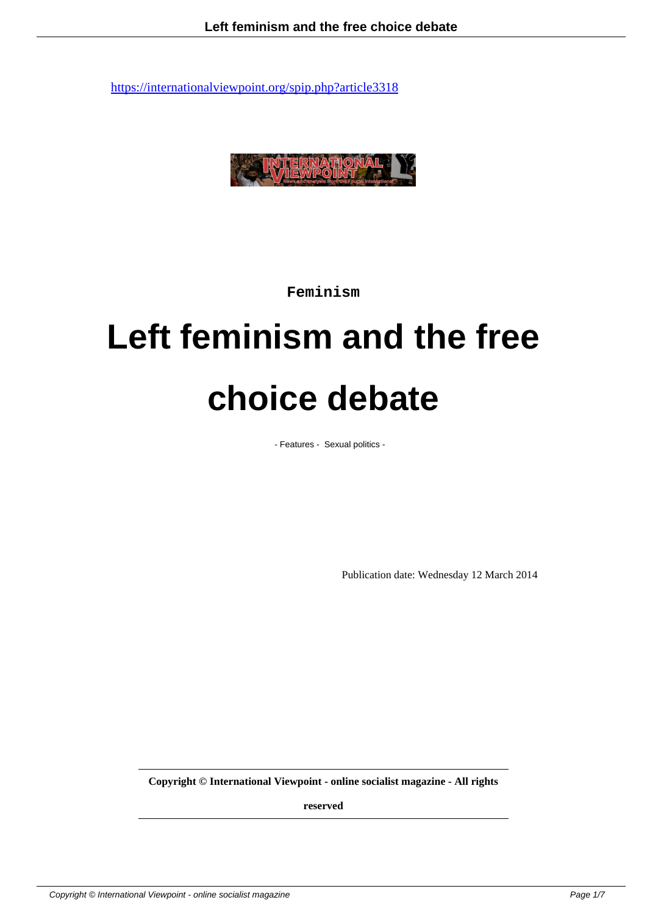https://internationalviewpoint.org/spip.php?article3318

Feminism

# Left feminism and the free choice debate

- Features - Sexual politics -

Publication date: Wednesday 12 March 2014

**Copyright © International Viewpoint - online socialist magazine - All rights reserved**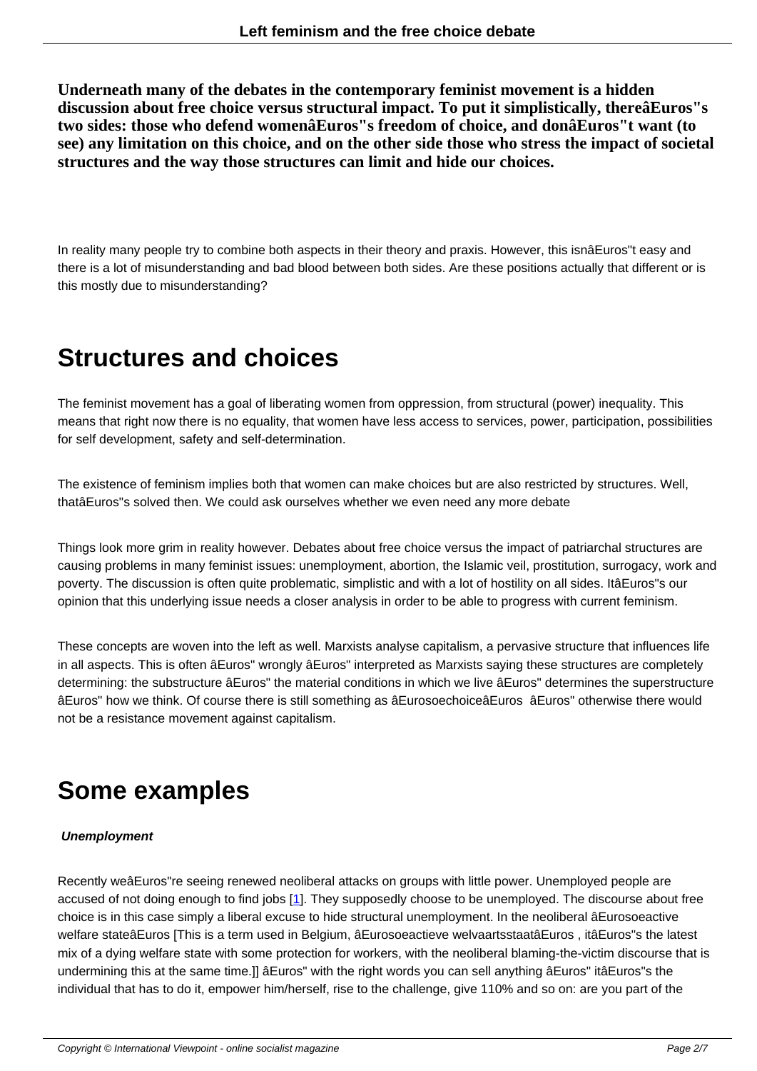**Underneath many of the debates in the contemporary feminist movement is a hidden discussion about free choice versus structural impact. To put it simplistically, thereâEuros"s two sides: those who defend womenâEuros"s freedom of choice, and donâEuros"t want (to see) any limitation on this choice, and on the other side those who stress the impact of societal structures and the way those structures can limit and hide our choices.**

In reality many people try to combine both aspects in their theory and praxis. However, this isnâEuros"t easy and there is a lot of misunderstanding and bad blood between both sides. Are these positions actually that different or is this mostly due to misunderstanding?

# Structures and choices

The feminist movement has a goal of liberating women from oppression, from structural (power) inequality. This means that right now there is no equality, that women have less access to services, power, participation, possibilities for self development, safety and self-determination.

The existence of feminism implies both that women can make choices but are also restricted by structures. Well, thatâEuros"s solved then. We could ask ourselves whether we even need any more debate

Things look more grim in reality however. Debates about free choice versus the impact of patriarchal structures are causing problems in many feminist issues: unemployment, abortion, the Islamic veil, prostitution, surrogacy, work and poverty. The discussion is often quite problematic, simplistic and with a lot of hostility on all sides. ItâEuros"s our opinion that this underlying issue needs a closer analysis in order to be able to progress with current feminism.

These concepts are woven into the left as well. Marxists analyse capitalism, a pervasive structure that influences life in all aspects. This is often âEuros" wrongly âEuros" interpreted as Marxists saying these structures are completely determining: the substructure âEuros" the material conditions in which we live âEuros" determines the superstructure âEuros" how we think. Of course there is still something as âEurosoechoiceâEuros  âEuros" otherwise there would not be a resistance movement against capitalism.

# Some examples

**Unemployment**

Recently weâEuros"re seeing renewed neoliberal attacks on groups with little power. Unemployed people are accused of not doing enough to find jobs [1]. They supposedly choose to be unemployed. The discourse about free choice is in this case simply a liberal excuse to hide structural unemployment. In the neoliberal âEurosoeactive welfare stateâEuros [This is a term used in Belgium, âEurosoeactieve welvaartsstaatâEuros , itâEuros"s the latest mix of a dying welfare state with some protection for workers, with the neoliberal blaming-the-victim discourse that is undermining this at the same time.]] âEuros" with the right words you can sell anything âEuros" itâEuros"s the individual that has to do it, empower him/herself, rise to the challenge, give 110% and so on: are you part of the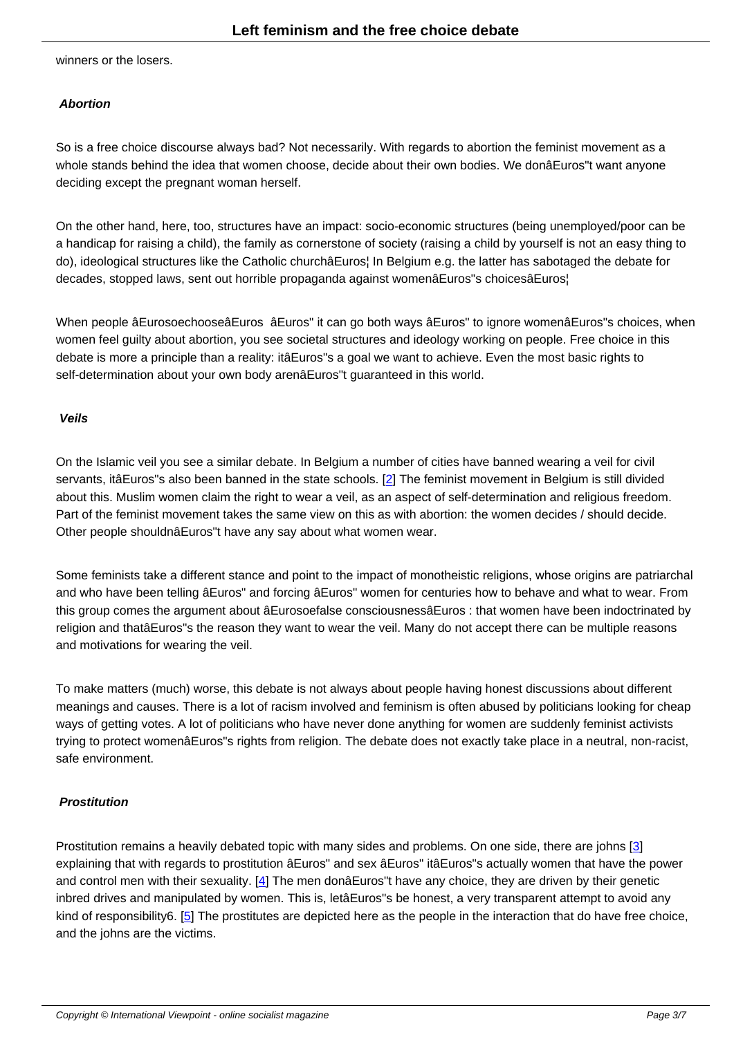winners or the losers.

### **Abortion**

So is a free choice discourse always bad? Not necessarily. With regards to abortion the feminist movement as a whole stands behind the idea that women choose, decide about their own bodies. We donâEuros"t want anyone deciding except the pregnant woman herself.

On the other hand, here, too, structures have an impact: socio-economic structures (being unemployed/poor can be a handicap for raising a child), the family as cornerstone of society (raising a child by yourself is not an easy thing to do), ideological structures like the Catholic churchâEuros¦ In Belgium e.g. the latter has sabotaged the debate for decades, stopped laws, sent out horrible propaganda against womenâEuros"s choicesâEuros¦

When people âEurosoechooseâEuros  âEuros" it can go both ways âEuros" to ignore womenâEuros"s choices, when women feel guilty about abortion, you see societal structures and ideology working on people. Free choice in this debate is more a principle than a reality: itâEuros"s a goal we want to achieve. Even the most basic rights to self-determination about your own body arenâEuros"t guaranteed in this world.

### **Veils**

On the Islamic veil you see a similar debate. In Belgium a number of cities have banned wearing a veil for civil servants, itâEuros"s also been banned in the state schools. [2] The feminist movement in Belgium is still divided about this. Muslim women claim the right to wear a veil, as an aspect of self-determination and religious freedom. Part of the feminist movement takes the same view on this as with abortion: the women decides / should decide. Other people shouldnâEuros"t have any say about what women wear.

Some feminists take a different stance and point to the impact of monotheistic religions, whose origins are patriarchal and who have been telling âEuros" and forcing âEuros" women for centuries how to behave and what to wear. From this group comes the argument about âEurosoefalse consciousnessâEuros : that women have been indoctrinated by religion and thatâEuros"s the reason they want to wear the veil. Many do not accept there can be multiple reasons and motivations for wearing the veil.

To make matters (much) worse, this debate is not always about people having honest discussions about different meanings and causes. There is a lot of racism involved and feminism is often abused by politicians looking for cheap ways of getting votes. A lot of politicians who have never done anything for women are suddenly feminist activists trying to protect womenâEuros"s rights from religion. The debate does not exactly take place in a neutral, non-racist, safe environment.

### **Prostitution**

Prostitution remains a heavily debated topic with many sides and problems. On one side, there are johns [3] explaining that with regards to prostitution âEuros" and sex âEuros" itâEuros"s actually women that have the power and control men with their sexuality. [4] The men donâEuros"t have any choice, they are driven by their genetic inbred drives and manipulated by women. This is, letâEuros"s be honest, a very transparent attempt to avoid any kind of responsibility6. [5] The prostitutes are depicted here as the people in the interaction that do have free choice, and the johns are the victims.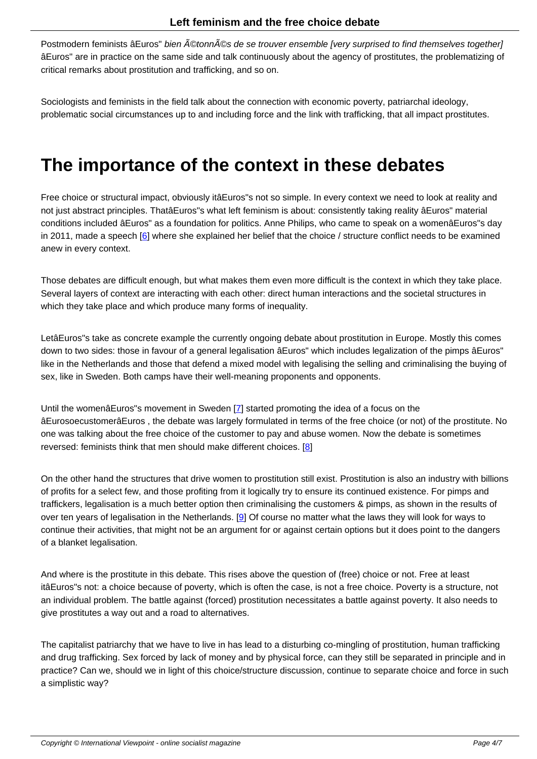Postmodern feminists âEuros" *bien Ã©tonnÃ©s de se trouver ensemble [very surprised to find themselves together]* âEuros" are in practice on the same side and talk continuously about the agency of prostitutes, the problematizing of critical remarks about prostitution and trafficking, and so on.

Sociologists and feminists in the field talk about the connection with economic poverty, patriarchal ideology, problematic social circumstances up to and including force and the link with trafficking, that all impact prostitutes.

# The importance of the context in these debates

Free choice or structural impact, obviously itâEuros"s not so simple. In every context we need to look at reality and not just abstract principles. ThatâEuros"s what left feminism is about: consistently taking reality âEuros" material conditions included âEuros" as a foundation for politics. Anne Philips, who came to speak on a womenâEuros"s day in 2011, made a speech [6] where she explained her belief that the choice / structure conflict needs to be examined anew in every context.

Those debates are difficult enough, but what makes them even more difficult is the context in which they take place. Several layers of context are interacting with each other: direct human interactions and the societal structures in which they take place and which produce many forms of inequality.

LetâEuros"s take as concrete example the currently ongoing debate about prostitution in Europe. Mostly this comes down to two sides: those in favour of a general legalisation âEuros" which includes legalization of the pimps âEuros" like in the Netherlands and those that defend a mixed model with legalising the selling and criminalising the buying of sex, like in Sweden. Both camps have their well-meaning proponents and opponents.

Until the womenâEuros"s movement in Sweden [7] started promoting the idea of a focus on the âEurosoecustomerâEuros , the debate was largely formulated in terms of the free choice (or not) of the prostitute. No one was talking about the free choice of the customer to pay and abuse women. Now the debate is sometimes reversed: feminists think that men should make different choices. [8]

On the other hand the structures that drive women to prostitution still exist. Prostitution is also an industry with billions of profits for a select few, and those profiting from it logically try to ensure its continued existence. For pimps and traffickers, legalisation is a much better option then criminalising the customers & pimps, as shown in the results of over ten years of legalisation in the Netherlands. [9] Of course no matter what the laws they will look for ways to continue their activities, that might not be an argument for or against certain options but it does point to the dangers of a blanket legalisation.

And where is the prostitute in this debate. This rises above the question of (free) choice or not. Free at least itâEuros"s not: a choice because of poverty, which is often the case, is not a free choice. Poverty is a structure, not an individual problem. The battle against (forced) prostitution necessitates a battle against poverty. It also needs to give prostitutes a way out and a road to alternatives.

The capitalist patriarchy that we have to live in has lead to a disturbing co-mingling of prostitution, human trafficking and drug trafficking. Sex forced by lack of money and by physical force, can they still be separated in principle and in practice? Can we, should we in light of this choice/structure discussion, continue to separate choice and force in such a simplistic way?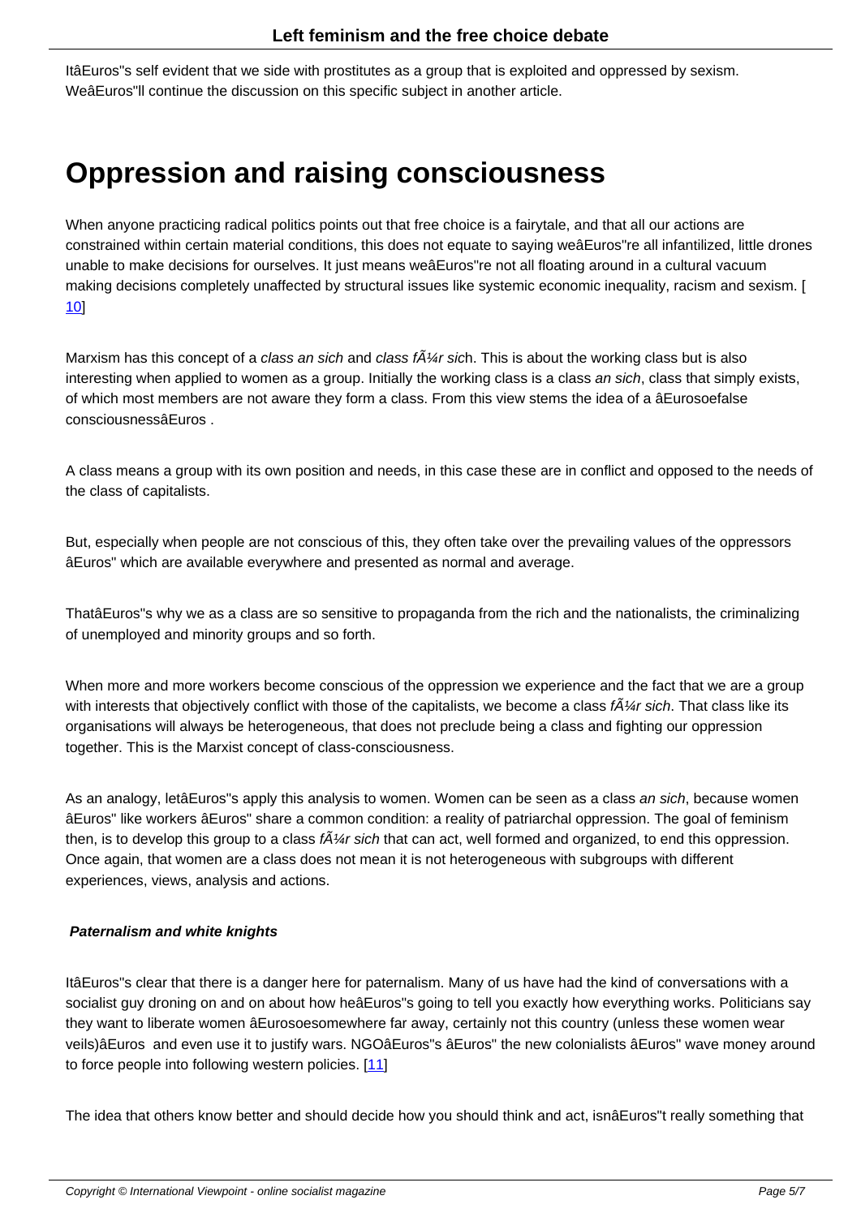ItâEuros"s self evident that we side with prostitutes as a group that is exploited and oppressed by sexism. WeâEuros"ll continue the discussion on this specific subject in another article.

# Oppression and raising consciousness

When anyone practicing radical politics points out that free choice is a fairytale, and that all our actions are constrained within certain material conditions, this does not equate to saying weâEuros"re all infantilized, little drones unable to make decisions for ourselves. It just means weâEuros"re not all floating around in a cultural vacuum making decisions completely unaffected by structural issues like systemic economic inequality, racism and sexism. [10]

Marxism has this concept of a *class an sich* and *class fÃ¼r sic*h. This is about the working class but is also interesting when applied to women as a group. Initially the working class is a class *an sich*, class that simply exists, of which most members are not aware they form a class. From this view stems the idea of a âEurosoefalse consciousnessâEuros .

A class means a group with its own position and needs, in this case these are in conflict and opposed to the needs of the class of capitalists.

But, especially when people are not conscious of this, they often take over the prevailing values of the oppressors âEuros" which are available everywhere and presented as normal and average.

ThatâEuros"s why we as a class are so sensitive to propaganda from the rich and the nationalists, the criminalizing of unemployed and minority groups and so forth.

When more and more workers become conscious of the oppression we experience and the fact that we are a group with interests that objectively conflict with those of the capitalists, we become a class *fÃ¼r sich*. That class like its organisations will always be heterogeneous, that does not preclude being a class and fighting our oppression together. This is the Marxist concept of class-consciousness.

As an analogy, letâEuros"s apply this analysis to women. Women can be seen as a class *an sich*, because women âEuros" like workers âEuros" share a common condition: a reality of patriarchal oppression. The goal of feminism then, is to develop this group to a class *fÃ¼r sich* that can act, well formed and organized, to end this oppression. Once again, that women are a class does not mean it is not heterogeneous with subgroups with different experiences, views, analysis and actions.

**Paternalism and white knights**

ItâEuros"s clear that there is a danger here for paternalism. Many of us have had the kind of conversations with a socialist guy droning on and on about how heâEuros"s going to tell you exactly how everything works. Politicians say they want to liberate women âEurosoesomewhere far away, certainly not this country (unless these women wear veils)âEuros and even use it to justify wars. NGOâEuros"s âEuros" the new colonialists âEuros" wave money around to force people into following western policies. [11]

The idea that others know better and should decide how you should think and act, isnâEuros"t really something that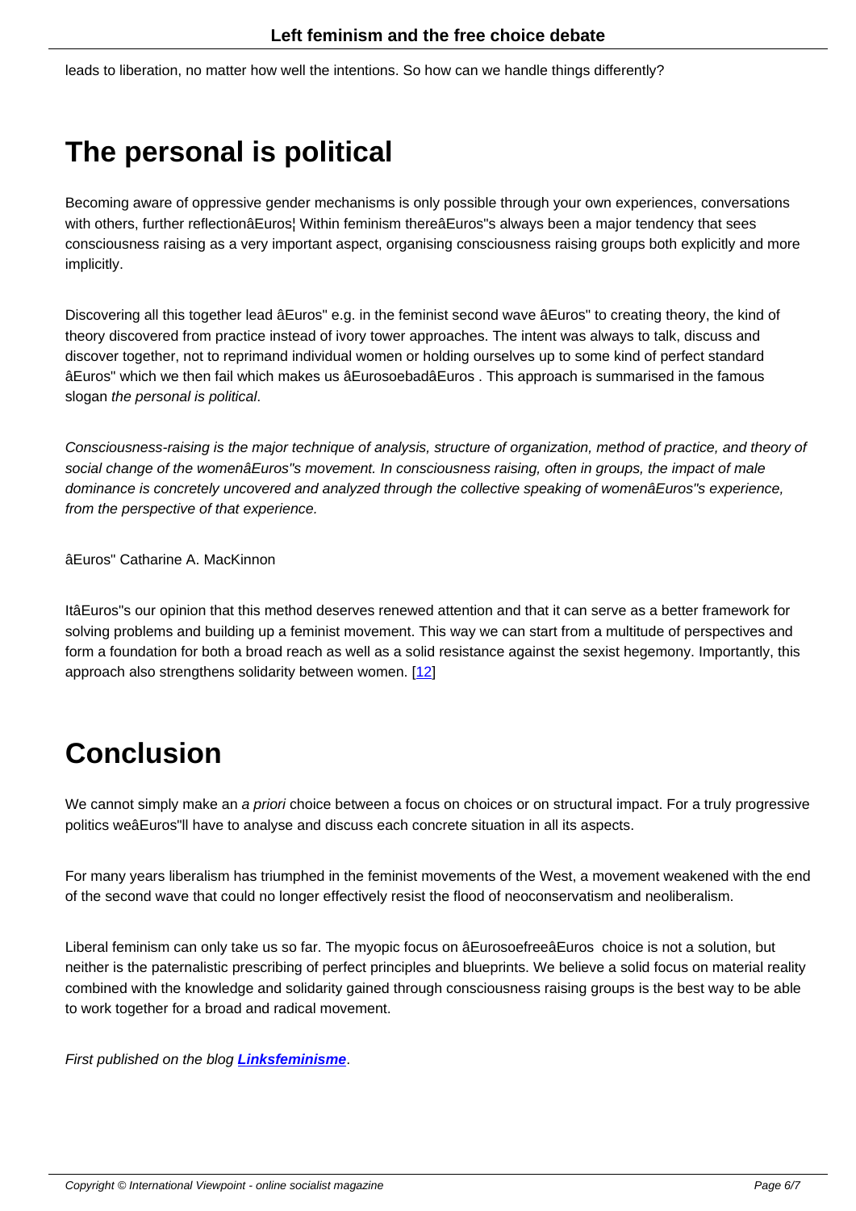leads to liberation, no matter how well the intentions. So how can we handle things differently?

## The personal is political

Becoming aware of oppressive gender mechanisms is only possible through your own experiences, conversations with others, further reflectionâEuros¦ Within feminism thereâEuros"s always been a major tendency that sees consciousness raising as a very important aspect, organising consciousness raising groups both explicitly and more implicitly.

Discovering all this together lead âEuros" e.g. in the feminist second wave âEuros" to creating theory, the kind of theory discovered from practice instead of ivory tower approaches. The intent was always to talk, discuss and discover together, not to reprimand individual women or holding ourselves up to some kind of perfect standard âEuros" which we then fail which makes us âEurosoebadâEuros . This approach is summarised in the famous slogan *the personal is political*.

*Consciousness-raising is the major technique of analysis, structure of organization, method of practice, and theory of social change of the womenâEuros"s movement. In consciousness raising, often in groups, the impact of male dominance is concretely uncovered and analyzed through the collective speaking of womenâEuros"s experience, from the perspective of that experience.*

âEuros" Catharine A. MacKinnon

ItâEuros"s our opinion that this method deserves renewed attention and that it can serve as a better framework for solving problems and building up a feminist movement. This way we can start from a multitude of perspectives and form a foundation for both a broad reach as well as a solid resistance against the sexist hegemony. Importantly, this approach also strengthens solidarity between women. [12]

## Conclusion

We cannot simply make an *a priori* choice between a focus on choices or on structural impact. For a truly progressive politics weâEuros"ll have to analyse and discuss each concrete situation in all its aspects.

For many years liberalism has triumphed in the feminist movements of the West, a movement weakened with the end of the second wave that could no longer effectively resist the flood of neoconservatism and neoliberalism.

Liberal feminism can only take us so far. The myopic focus on âEurosoefreeâEuros choice is not a solution, but neither is the paternalistic prescribing of perfect principles and blueprints. We believe a solid focus on material reality combined with the knowledge and solidarity gained through consciousness raising groups is the best way to be able to work together for a broad and radical movement.

*First published on the blog* ***Linksfeminisme****.*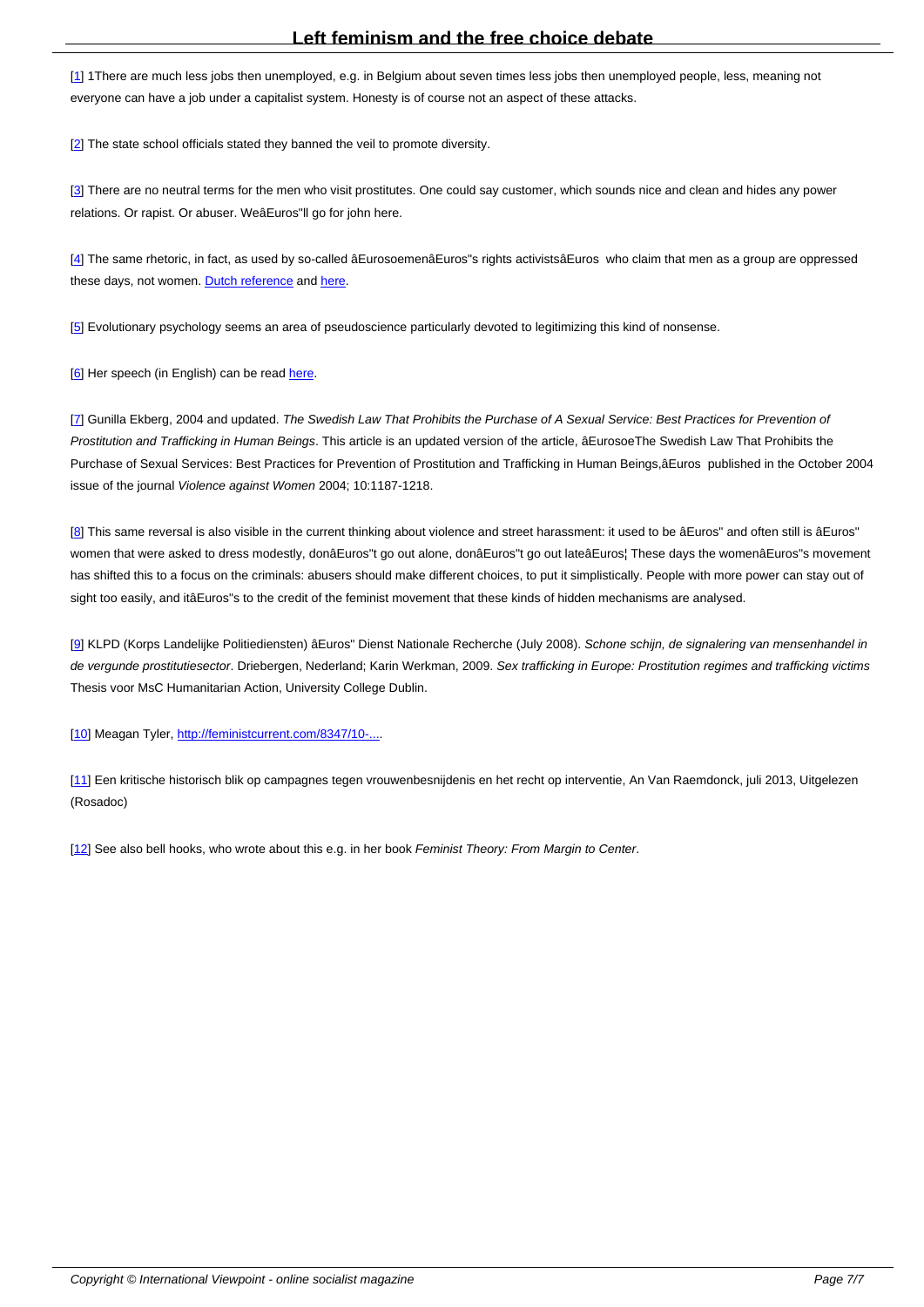[1] 1There are much less jobs then unemployed, e.g. in Belgium about seven times less jobs then unemployed people, less, meaning not everyone can have a job under a capitalist system. Honesty is of course not an aspect of these attacks.

[2] The state school officials stated they banned the veil to promote diversity.

[3] There are no neutral terms for the men who visit prostitutes. One could say customer, which sounds nice and clean and hides any power relations. Or rapist. Or abuser. WeâEuros"ll go for john here.

[4] The same rhetoric, in fact, as used by so-called âEurosoemenâEuros"s rights activistsâEuros  who claim that men as a group are oppressed these days, not women. Dutch reference and here.

[5] Evolutionary psychology seems an area of pseudoscience particularly devoted to legitimizing this kind of nonsense.

[6] Her speech (in English) can be read here.

[7] Gunilla Ekberg, 2004 and updated. *The Swedish Law That Prohibits the Purchase of A Sexual Service: Best Practices for Prevention of Prostitution and Trafficking in Human Beings*. This article is an updated version of the article, âEurosoeThe Swedish Law That Prohibits the Purchase of Sexual Services: Best Practices for Prevention of Prostitution and Trafficking in Human Beings,âEuros  published in the October 2004 issue of the journal *Violence against Women* 2004; 10:1187-1218.

[8] This same reversal is also visible in the current thinking about violence and street harassment: it used to be âEuros" and often still is âEuros" women that were asked to dress modestly, donâEuros"t go out alone, donâEuros"t go out lateâEuros¦ These days the womenâEuros"s movement has shifted this to a focus on the criminals: abusers should make different choices, to put it simplistically. People with more power can stay out of sight too easily, and itâEuros"s to the credit of the feminist movement that these kinds of hidden mechanisms are analysed.

[9] KLPD (Korps Landelijke Politiediensten) âEuros" Dienst Nationale Recherche (July 2008). *Schone schijn, de signalering van mensenhandel in de vergunde prostitutiesector*. Driebergen, Nederland; Karin Werkman, 2009. *Sex trafficking in Europe: Prostitution regimes and trafficking victims* Thesis voor MsC Humanitarian Action, University College Dublin.

[10] Meagan Tyler, http://feministcurrent.com/8347/10-....

[11] Een kritische historisch blik op campagnes tegen vrouwenbesnijdenis en het recht op interventie, An Van Raemdonck, juli 2013, Uitgelezen (Rosadoc)

[12] See also bell hooks, who wrote about this e.g. in her book *Feminist Theory: From Margin to Center*.